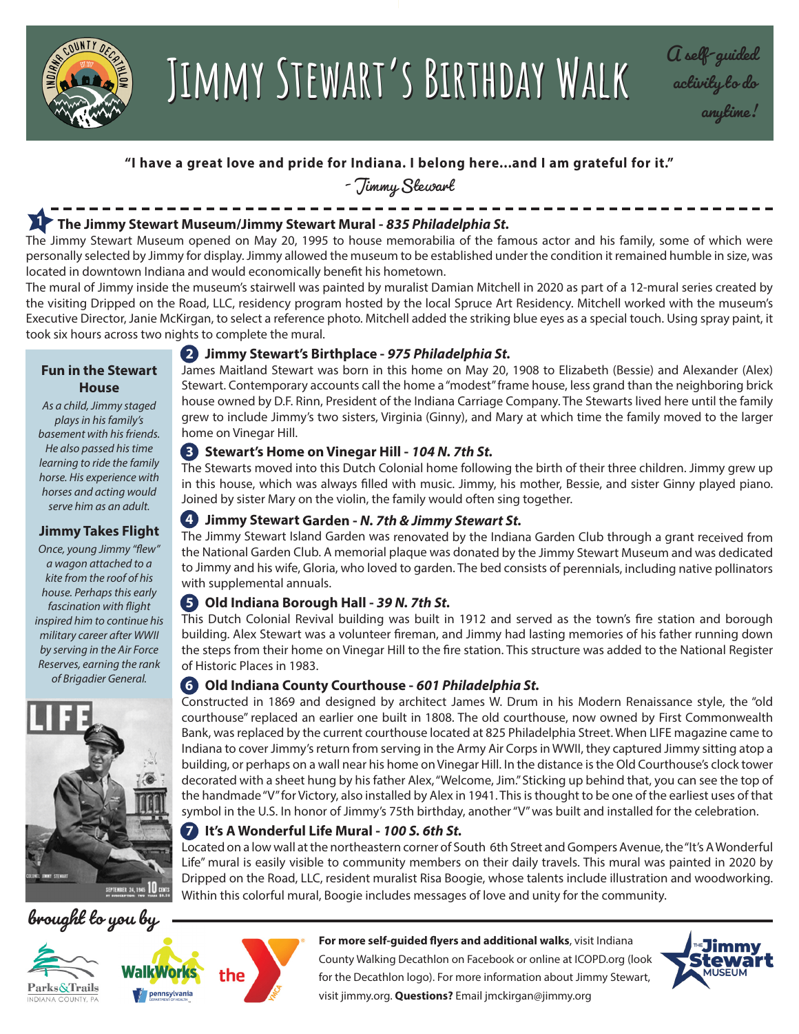# Jimmy Stewart's Birthday Walk

*A self-guided activity to do anytime!*

**"I have a great love and pride for Indiana. I belong here...and I am grateful for it."**

*- Jimmy Stewart*

### 1 The Jimmy Stewart Museum/Jimmy Stewart Mural - *835 Philadelphia St.*

The Jimmy Stewart Museum opened on May 20, 1995 to house memorabilia of the famous actor and his family, some of which were personally selected by Jimmy for display. Jimmy allowed the museum to be established under the condition it remained humble in size, was located in downtown Indiana and would economically benefit his hometown.

The mural of Jimmy inside the museum's stairwell was painted by muralist Damian Mitchell in 2020 as part of a 12-mural series created by the visiting Dripped on the Road, LLC, residency program hosted by the local Spruce Art Residency. Mitchell worked with the museum's Executive Director, Janie McKirgan, to select a reference photo. Mitchell added the striking blue eyes as a special touch. Using spray paint, it took six hours across two nights to complete the mural.

### 2 Jimmy Stewart's Birthplace - *975 Philadelphia St.*

James Maitland Stewart was born in this home on May 20, 1908 to Elizabeth (Bessie) and Alexander (Alex) Stewart. Contemporary accounts call the home a "modest" frame house, less grand than the neighboring brick house owned by D.F. Rinn, President of the Indiana Carriage Company. The Stewarts lived here until the family grew to include Jimmy's two sisters, Virginia (Ginny), and Mary at which time the family moved to the larger home on Vinegar Hill.

### 3 Stewart's Home on Vinegar Hill - *104 N. 7th St.*

The Stewarts moved into this Dutch Colonial home following the birth of their three children. Jimmy grew up in this house, which was always filled with music. Jimmy, his mother, Bessie, and sister Ginny played piano. Joined by sister Mary on the violin, the family would often sing together.

### 4 Jimmy Stewart Garden - *N. 7th & Jimmy Stewart St.*

The Jimmy Stewart Island Garden was renovated by the Indiana Garden Club through a grant received from the National Garden Club. A memorial plaque was donated by the Jimmy Stewart Museum and was dedicated to Jimmy and his wife, Gloria, who loved to garden. The bed consists of perennials, including native pollinators with supplemental annuals.

### 5 Old Indiana Borough Hall - *39 N. 7th St.*

This Dutch Colonial Revival building was built in 1912 and served as the town's fire station and borough building. Alex Stewart was a volunteer fireman, and Jimmy had lasting memories of his father running down the steps from their home on Vinegar Hill to the fire station. This structure was added to the National Register of Historic Places in 1983.

### 6 Old Indiana County Courthouse - *601 Philadelphia St.*

Constructed in 1869 and designed by architect James W. Drum in his Modern Renaissance style, the "old courthouse" replaced an earlier one built in 1808. The old courthouse, now owned by First Commonwealth Bank, was replaced by the current courthouse located at 825 Philadelphia Street. When LIFE magazine came to Indiana to cover Jimmy's return from serving in the Army Air Corps in WWII, they captured Jimmy sitting atop a building, or perhaps on a wall near his home on Vinegar Hill. In the distance is the Old Courthouse's clock tower decorated with a sheet hung by his father Alex, "Welcome, Jim." Sticking up behind that, you can see the top of the handmade "V" for Victory, also installed by Alex in 1941. This is thought to be one of the earliest uses of that symbol in the U.S. In honor of Jimmy's 75th birthday, another "V" was built and installed for the celebration.

### 7 It's A Wonderful Life Mural - *100 S. 6th St.*

Located on a low wall at the northeastern corner of South 6th Street and Gompers Avenue, the "It's A Wonderful Life" mural is easily visible to community members on their daily travels. This mural was painted in 2020 by Dripped on the Road, LLC, resident muralist Risa Boogie, whose talents include illustration and woodworking. Within this colorful mural, Boogie includes messages of love and unity for the community.

#### Fun in the Stewart House

*As a child, Jimmy staged plays in his family's basement with his friends. He also passed his time learning to ride the family horse. His experience with horses and acting would serve him as an adult.*

#### Jimmy Takes Flight

*Once, young Jimmy "flew" a wagon attached to a kite from the roof of his house. Perhaps this early fascination with flight inspired him to continue his military career after WWII by serving in the Air Force Reserves, earning the rank of Brigadier General.*

*brought to you by*

**For more self-guided flyers and additional walks**, visit Indiana County Walking Decathlon on Facebook or online at ICOPD.org (look for the Decathlon logo). For more information about Jimmy Stewart, visit jimmy.org. **Questions?** Email jmckirgan@jimmy.org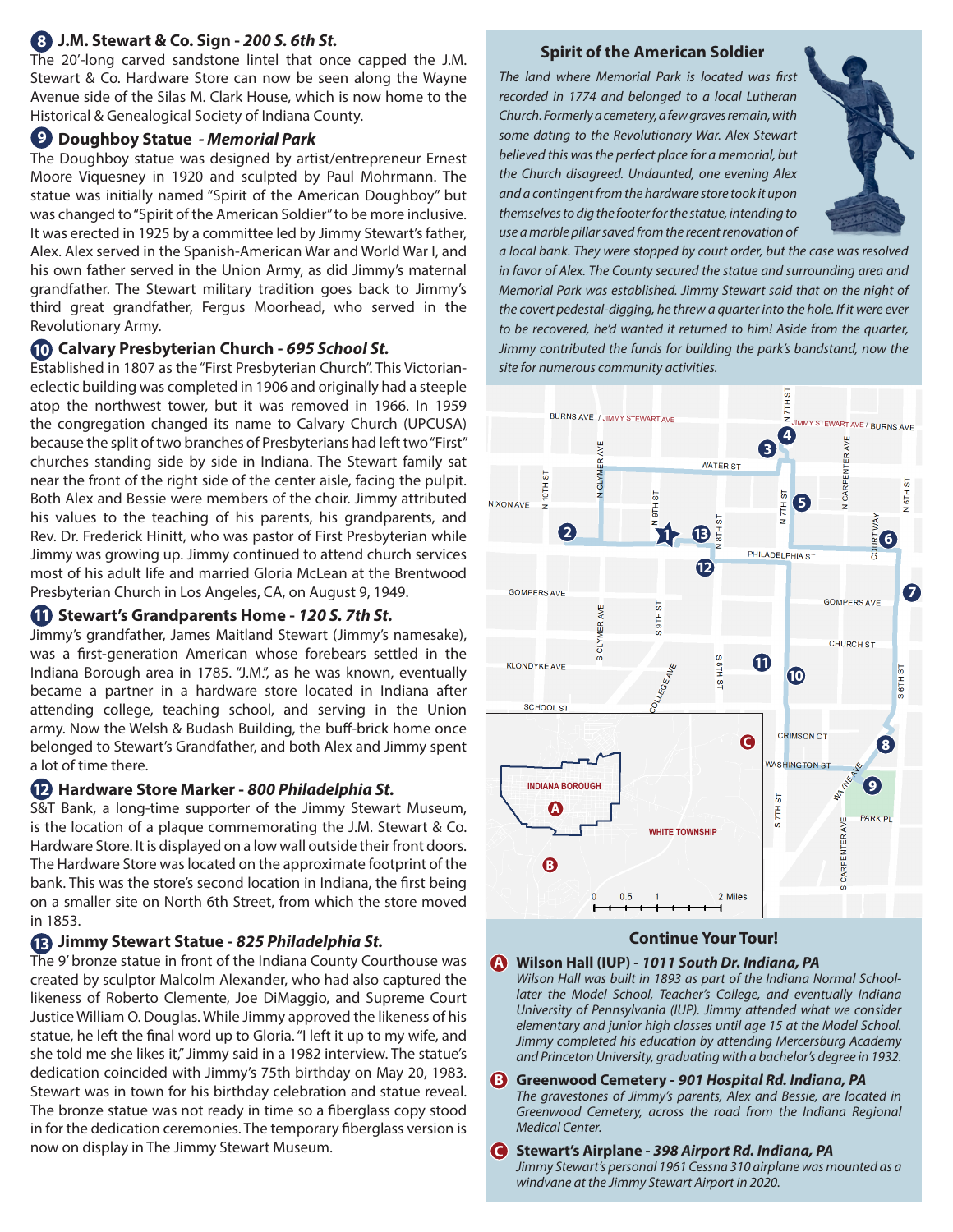## 8 J.M. Stewart & Co. Sign - *200 S. 6th St.*

The 20'-long carved sandstone lintel that once capped the J.M. Stewart & Co. Hardware Store can now be seen along the Wayne Avenue side of the Silas M. Clark House, which is now home to the Historical & Genealogical Society of Indiana County.

## 9 Doughboy Statue - *Memorial Park*

The Doughboy statue was designed by artist/entrepreneur Ernest Moore Viquesney in 1920 and sculpted by Paul Mohrmann. The statue was initially named "Spirit of the American Doughboy" but was changed to "Spirit of the American Soldier" to be more inclusive. It was erected in 1925 by a committee led by Jimmy Stewart's father, Alex. Alex served in the Spanish-American War and World War I, and his own father served in the Union Army, as did Jimmy's maternal grandfather. The Stewart military tradition goes back to Jimmy's third great grandfather, Fergus Moorhead, who served in the Revolutionary Army.

## 10 Calvary Presbyterian Church - *695 School St.*

Established in 1807 as the "First Presbyterian Church". This Victorian-eclectic building was completed in 1906 and originally had a steeple atop the northwest tower, but it was removed in 1966. In 1959 the congregation changed its name to Calvary Church (UPCUSA) because the split of two branches of Presbyterians had left two "First" churches standing side by side in Indiana. The Stewart family sat near the front of the right side of the center aisle, facing the pulpit. Both Alex and Bessie were members of the choir. Jimmy attributed his values to the teaching of his parents, his grandparents, and Rev. Dr. Frederick Hinitt, who was pastor of First Presbyterian while Jimmy was growing up. Jimmy continued to attend church services most of his adult life and married Gloria McLean at the Brentwood Presbyterian Church in Los Angeles, CA, on August 9, 1949.

## 11 Stewart's Grandparents Home - *120 S. 7th St.*

Jimmy's grandfather, James Maitland Stewart (Jimmy's namesake), was a first-generation American whose forebears settled in the Indiana Borough area in 1785. "J.M.", as he was known, eventually became a partner in a hardware store located in Indiana after attending college, teaching school, and serving in the Union army. Now the Welsh & Budash Building, the buff-brick home once belonged to Stewart's Grandfather, and both Alex and Jimmy spent a lot of time there.

## 12 Hardware Store Marker - *800 Philadelphia St.*

S&T Bank, a long-time supporter of the Jimmy Stewart Museum, is the location of a plaque commemorating the J.M. Stewart & Co. Hardware Store. It is displayed on a low wall outside their front doors. The Hardware Store was located on the approximate footprint of the bank. This was the store's second location in Indiana, the first being on a smaller site on North 6th Street, from which the store moved in 1853.

## 13 Jimmy Stewart Statue - *825 Philadelphia St.*

The 9' bronze statue in front of the Indiana County Courthouse was created by sculptor Malcolm Alexander, who had also captured the likeness of Roberto Clemente, Joe DiMaggio, and Supreme Court Justice William O. Douglas. While Jimmy approved the likeness of his statue, he left the final word up to Gloria. "I left it up to my wife, and she told me she likes it," Jimmy said in a 1982 interview. The statue's dedication coincided with Jimmy's 75th birthday on May 20, 1983. Stewart was in town for his birthday celebration and statue reveal. The bronze statue was not ready in time so a fiberglass copy stood in for the dedication ceremonies. The temporary fiberglass version is now on display in The Jimmy Stewart Museum.

## Spirit of the American Soldier

*The land where Memorial Park is located was first recorded in 1774 and belonged to a local Lutheran Church. Formerly a cemetery, a few graves remain, with some dating to the Revolutionary War. Alex Stewart believed this was the perfect place for a memorial, but the Church disagreed. Undaunted, one evening Alex and a contingent from the hardware store took it upon themselves to dig the footer for the statue, intending to use a marble pillar saved from the recent renovation of a local bank. They were stopped by court order, but the case was resolved in favor of Alex. The County secured the statue and surrounding area and Memorial Park was established. Jimmy Stewart said that on the night of the covert pedestal-digging, he threw a quarter into the hole. If it were ever to be recovered, he'd wanted it returned to him! Aside from the quarter, Jimmy contributed the funds for building the park's bandstand, now the site for numerous community activities.*

BURNS AVE / JIMMY STEWART AVE
JIMMY STEWART AVE / BURNS AVE
N 7TH ST
N CLYMER AVE
N CARPENTER AVE
WATER ST
N 10TH ST
N 9TH ST
N 7TH ST
N 6TH ST
NIXON AVE
COURT WAY
N 8TH ST
PHILADELPHIA ST
GOMPERS AVE
GOMPERS AVE
S CLYMER AVE
S 9TH ST
CHURCH ST
KLONDYKE AVE
COLLEGE AVE
S 8TH ST
S 6TH ST
SCHOOL ST
CRIMSON CT
WASHINGTON ST
WAYNE AVE
INDIANA BOROUGH
S 7TH ST
PARK PL
WHITE TOWNSHIP
S CARPENTER AVE
0 0.5 1 2 Miles

## Continue Your Tour!

**A Wilson Hall (IUP) - *1011 South Dr. Indiana, PA***
*Wilson Hall was built in 1893 as part of the Indiana Normal School-later the Model School, Teacher's College, and eventually Indiana University of Pennsylvania (IUP). Jimmy attended what we consider elementary and junior high classes until age 15 at the Model School. Jimmy completed his education by attending Mercersburg Academy and Princeton University, graduating with a bachelor's degree in 1932.*

**B Greenwood Cemetery - *901 Hospital Rd. Indiana, PA***
*The gravestones of Jimmy's parents, Alex and Bessie, are located in Greenwood Cemetery, across the road from the Indiana Regional Medical Center.*

**C Stewart's Airplane - *398 Airport Rd. Indiana, PA***
*Jimmy Stewart's personal 1961 Cessna 310 airplane was mounted as a windvane at the Jimmy Stewart Airport in 2020.*